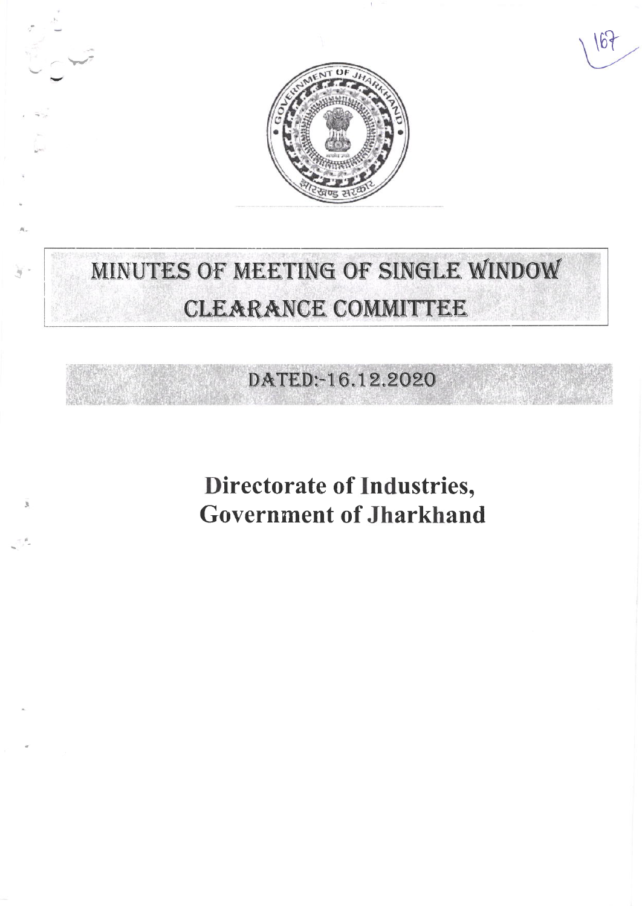# MINUTES OF MEETING OF SINGLE WINDOW CLEARANCE COMMITTEE

## DATED:-16.12.2020

## Directorate of Industries, Government of Jharkhand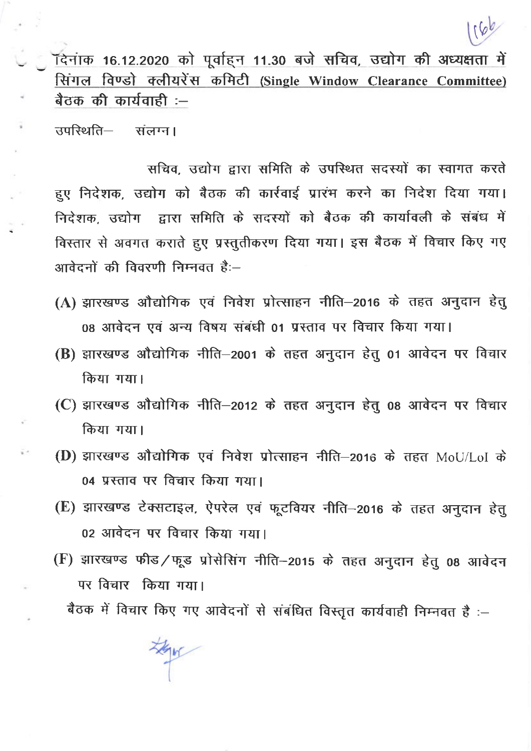**दिनांक 16.12.2020 को पूर्वाह्न 11.30 बजे सचिव, उद्योग की अध्यक्षता में सिंगल विण्डो क्लीयरेंस कमिटी (Single Window Clearance Committee) बैठक की कार्यवाही :–**

उपस्थिति– संलग्न।

सचिव, उद्योग द्वारा समिति के उपस्थित सदस्यों का स्वागत करते हुए निदेशक, उद्योग को बैठक की कार्रवाई प्रारंभ करने का निदेश दिया गया। निदेशक, उद्योग द्वारा समिति के सदस्यों को बैठक की कार्यावली के संबंध में विस्तार से अवगत कराते हुए प्रस्तुतीकरण दिया गया। इस बैठक में विचार किए गए आवेदनों की विवरणी निम्नवत है:–

(A) झारखण्ड औद्योगिक एवं निवेश प्रोत्साहन नीति–2016 के तहत अनुदान हेतु 08 आवेदन एवं अन्य विषय संबंधी 01 प्रस्ताव पर विचार किया गया।

(B) झारखण्ड औद्योगिक नीति–2001 के तहत अनुदान हेतु 01 आवेदन पर विचार किया गया।

(C) झारखण्ड औद्योगिक नीति–2012 के तहत अनुदान हेतु 08 आवेदन पर विचार किया गया।

(D) झारखण्ड औद्योगिक एवं निवेश प्रोत्साहन नीति–2016 के तहत MoU/LoI के 04 प्रस्ताव पर विचार किया गया।

(E) झारखण्ड टेक्सटाइल, ऐपरेल एवं फूटवियर नीति–2016 के तहत अनुदान हेतु 02 आवेदन पर विचार किया गया।

(F) झारखण्ड फीड/फूड प्रोसेसिंग नीति–2015 के तहत अनुदान हेतु 08 आवेदन पर विचार किया गया।

बैठक में विचार किए गए आवेदनों से संबंधित विस्तृत कार्यवाही निम्नवत है :–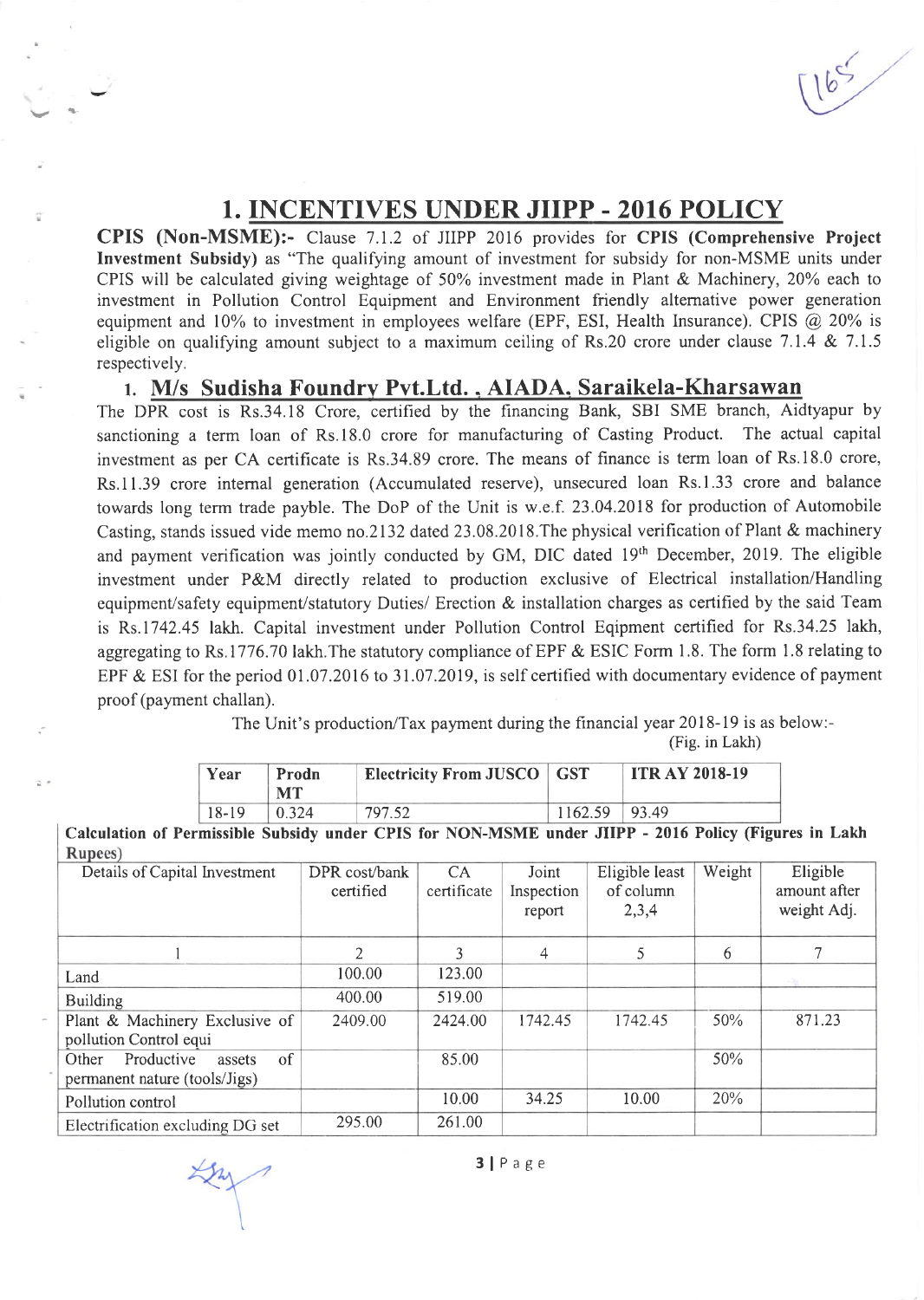# 1. INCENTIVES UNDER JIIPP - 2016 POLICY

**CPIS (Non-MSME):-** Clause 7.1.2 of JIIPP 2016 provides for **CPIS (Comprehensive Project Investment Subsidy)** as "The qualifying amount of investment for subsidy for non-MSME units under CPIS will be calculated giving weightage of 50% investment made in Plant & Machinery, 20% each to investment in Pollution Control Equipment and Environment friendly alternative power generation equipment and 10% to investment in employees welfare (EPF, ESI, Health Insurance). CPIS @ 20% is eligible on qualifying amount subject to a maximum ceiling of Rs.20 crore under clause 7.1.4 & 7.1.5 respectively.

## 1. M/s Sudisha Foundry Pvt.Ltd. , AIADA, Saraikela-Kharsawan

The DPR cost is Rs.34.18 Crore, certified by the financing Bank, SBI SME branch, Aidtyapur by sanctioning a term loan of Rs.18.0 crore for manufacturing of Casting Product. The actual capital investment as per CA certificate is Rs.34.89 crore. The means of finance is term loan of Rs.18.0 crore, Rs.11.39 crore internal generation (Accumulated reserve), unsecured loan Rs.1.33 crore and balance towards long term trade payble. The DoP of the Unit is w.e.f. 23.04.2018 for production of Automobile Casting, stands issued vide memo no.2132 dated 23.08.2018.The physical verification of Plant & machinery and payment verification was jointly conducted by GM, DIC dated 19th December, 2019. The eligible investment under P&M directly related to production exclusive of Electrical installation/Handling equipment/safety equipment/statutory Duties/ Erection & installation charges as certified by the said Team is Rs.1742.45 lakh. Capital investment under Pollution Control Eqipment certified for Rs.34.25 lakh, aggregating to Rs.1776.70 lakh.The statutory compliance of EPF & ESIC Form 1.8. The form 1.8 relating to EPF & ESI for the period 01.07.2016 to 31.07.2019, is self certified with documentary evidence of payment proof (payment challan).

The Unit's production/Tax payment during the financial year 2018-19 is as below:-

(Fig. in Lakh)

| Year | Prodn MT | Electricity From JUSCO | GST | ITR AY 2018-19 |
|---|---|---|---|---|
| 18-19 | 0.324 | 797.52 | 1162.59 | 93.49 |

**Calculation of Permissible Subsidy under CPIS for NON-MSME under JIIPP - 2016 Policy (Figures in Lakh Rupees)**

| Details of Capital Investment | DPR cost/bank certified | CA certificate | Joint Inspection report | Eligible least of column 2,3,4 | Weight | Eligible amount after weight Adj. |
|---|---|---|---|---|---|---|
| 1 | 2 | 3 | 4 | 5 | 6 | 7 |
| Land | 100.00 | 123.00 | | | | |
| Building | 400.00 | 519.00 | | | | |
| Plant & Machinery Exclusive of pollution Control equi | 2409.00 | 2424.00 | 1742.45 | 1742.45 | 50% | 871.23 |
| Other Productive assets of permanent nature (tools/Jigs) | | 85.00 | | | 50% | |
| Pollution control | | 10.00 | 34.25 | 10.00 | 20% | |
| Electrification excluding DG set | 295.00 | 261.00 | | | | |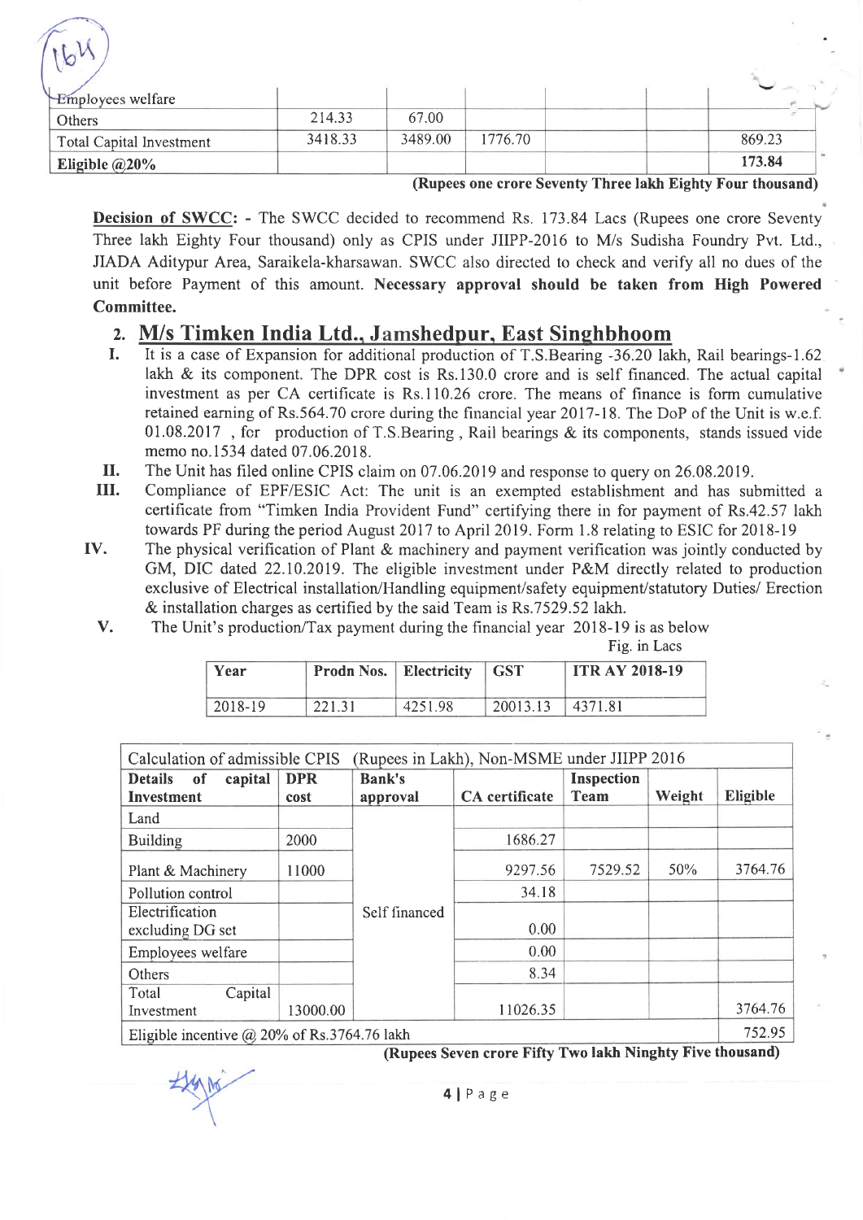| Employees welfare | | | | | | |
|---|---|---|---|---|---|---|
| Others | 214.33 | 67.00 | | | | |
| Total Capital Investment | 3418.33 | 3489.00 | 1776.70 | | | 869.23 |
| **Eligible @20%** | | | | | | **173.84** |

**(Rupees one crore Seventy Three lakh Eighty Four thousand)**

**Decision of SWCC:** - The SWCC decided to recommend Rs. 173.84 Lacs (Rupees one crore Seventy Three lakh Eighty Four thousand) only as CPIS under JIIPP-2016 to M/s Sudisha Foundry Pvt. Ltd., JIADA Adityapur Area, Saraikela-kharsawan. SWCC also directed to check and verify all no dues of the unit before Payment of this amount. **Necessary approval should be taken from High Powered Committee.**

## 2. M/s Timken India Ltd., Jamshedpur, East Singhbhoom

I. It is a case of Expansion for additional production of T.S.Bearing -36.20 lakh, Rail bearings-1.62 lakh & its component. The DPR cost is Rs.130.0 crore and is self financed. The actual capital investment as per CA certificate is Rs.110.26 crore. The means of finance is form cumulative retained earning of Rs.564.70 crore during the financial year 2017-18. The DoP of the Unit is w.e.f. 01.08.2017 , for production of T.S.Bearing , Rail bearings & its components, stands issued vide memo no.1534 dated 07.06.2018.

II. The Unit has filed online CPIS claim on 07.06.2019 and response to query on 26.08.2019.

III. Compliance of EPF/ESIC Act: The unit is an exempted establishment and has submitted a certificate from "Timken India Provident Fund" certifying there in for payment of Rs.42.57 lakh towards PF during the period August 2017 to April 2019. Form 1.8 relating to ESIC for 2018-19

IV. The physical verification of Plant & machinery and payment verification was jointly conducted by GM, DIC dated 22.10.2019. The eligible investment under P&M directly related to production exclusive of Electrical installation/Handling equipment/safety equipment/statutory Duties/ Erection & installation charges as certified by the said Team is Rs.7529.52 lakh.

V. The Unit's production/Tax payment during the financial year 2018-19 is as below

Fig. in Lacs

| Year | Prodn Nos. | Electricity | GST | ITR AY 2018-19 |
|---|---|---|---|---|
| 2018-19 | 221.31 | 4251.98 | 20013.13 | 4371.81 |

| Calculation of admissible CPIS (Rupees in Lakh), Non-MSME under JIIPP 2016 | | | | | | |
|---|---|---|---|---|---|---|
| **Details of capital Investment** | **DPR cost** | **Bank's approval** | **CA certificate** | **Inspection Team** | **Weight** | **Eligible** |
| Land | | Self financed | | | | |
| Building | 2000 | | 1686.27 | | | |
| Plant & Machinery | 11000 | | 9297.56 | 7529.52 | 50% | 3764.76 |
| Pollution control | | | 34.18 | | | |
| Electrification excluding DG set | | | 0.00 | | | |
| Employees welfare | | | 0.00 | | | |
| Others | | | 8.34 | | | |
| Total Capital Investment | 13000.00 | | 11026.35 | | | 3764.76 |
| Eligible incentive @ 20% of Rs.3764.76 lakh | | | | | | 752.95 |

**(Rupees Seven crore Fifty Two lakh Ninghty Five thousand)**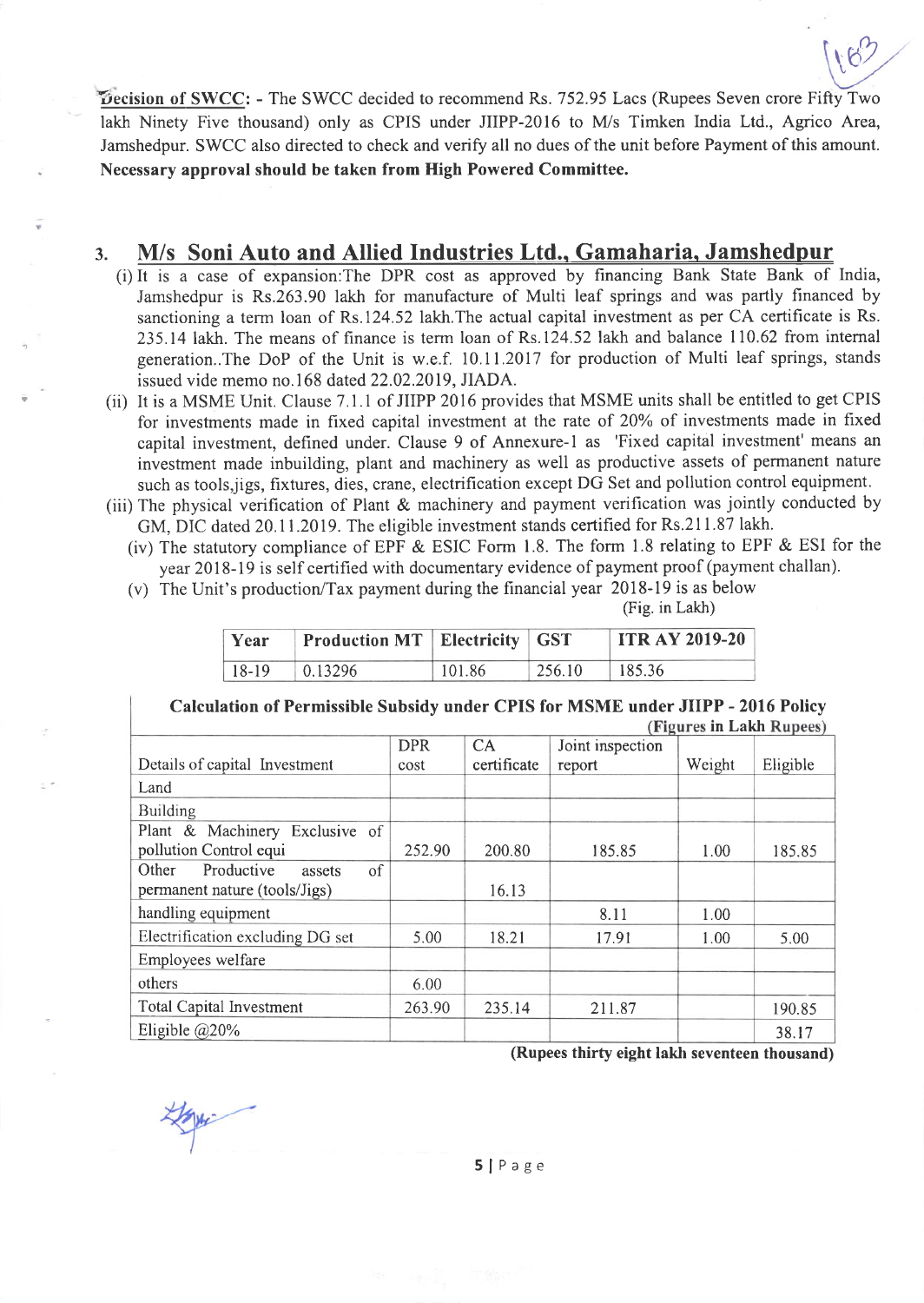**Decision of SWCC**: - The SWCC decided to recommend Rs. 752.95 Lacs (Rupees Seven crore Fifty Two lakh Ninety Five thousand) only as CPIS under JIIPP-2016 to M/s Timken India Ltd., Agrico Area, Jamshedpur. SWCC also directed to check and verify all no dues of the unit before Payment of this amount. **Necessary approval should be taken from High Powered Committee.**

## 3. M/s Soni Auto and Allied Industries Ltd., Gamaharia, Jamshedpur

(i) It is a case of expansion:The DPR cost as approved by financing Bank State Bank of India, Jamshedpur is Rs.263.90 lakh for manufacture of Multi leaf springs and was partly financed by sanctioning a term loan of Rs.124.52 lakh.The actual capital investment as per CA certificate is Rs. 235.14 lakh. The means of finance is term loan of Rs.124.52 lakh and balance 110.62 from internal generation..The DoP of the Unit is w.e.f. 10.11.2017 for production of Multi leaf springs, stands issued vide memo no.168 dated 22.02.2019, JIADA.

(ii) It is a MSME Unit. Clause 7.1.1 of JIIPP 2016 provides that MSME units shall be entitled to get CPIS for investments made in fixed capital investment at the rate of 20% of investments made in fixed capital investment, defined under. Clause 9 of Annexure-1 as 'Fixed capital investment' means an investment made inbuilding, plant and machinery as well as productive assets of permanent nature such as tools,jigs, fixtures, dies, crane, electrification except DG Set and pollution control equipment.

(iii) The physical verification of Plant & machinery and payment verification was jointly conducted by GM, DIC dated 20.11.2019. The eligible investment stands certified for Rs.211.87 lakh.

(iv) The statutory compliance of EPF & ESIC Form 1.8. The form 1.8 relating to EPF & ESI for the year 2018-19 is self certified with documentary evidence of payment proof (payment challan).

(v) The Unit's production/Tax payment during the financial year 2018-19 is as below

(Fig. in Lakh)

| Year | Production MT | Electricity | GST | ITR AY 2019-20 |
|---|---|---|---|---|
| 18-19 | 0.13296 | 101.86 | 256.10 | 185.36 |

**Calculation of Permissible Subsidy under CPIS for MSME under JIIPP - 2016 Policy**

**(Figures in Lakh Rupees)**

| Details of capital Investment | DPR cost | CA certificate | Joint inspection report | Weight | Eligible |
|---|---|---|---|---|---|
| Land | | | | | |
| Building | | | | | |
| Plant & Machinery Exclusive of pollution Control equi | 252.90 | 200.80 | 185.85 | 1.00 | 185.85 |
| Other Productive assets of permanent nature (tools/Jigs) | | 16.13 | | | |
| handling equipment | | | 8.11 | 1.00 | |
| Electrification excluding DG set | 5.00 | 18.21 | 17.91 | 1.00 | 5.00 |
| Employees welfare | | | | | |
| others | 6.00 | | | | |
| Total Capital Investment | 263.90 | 235.14 | 211.87 | | 190.85 |
| Eligible @20% | | | | | 38.17 |

**(Rupees thirty eight lakh seventeen thousand)**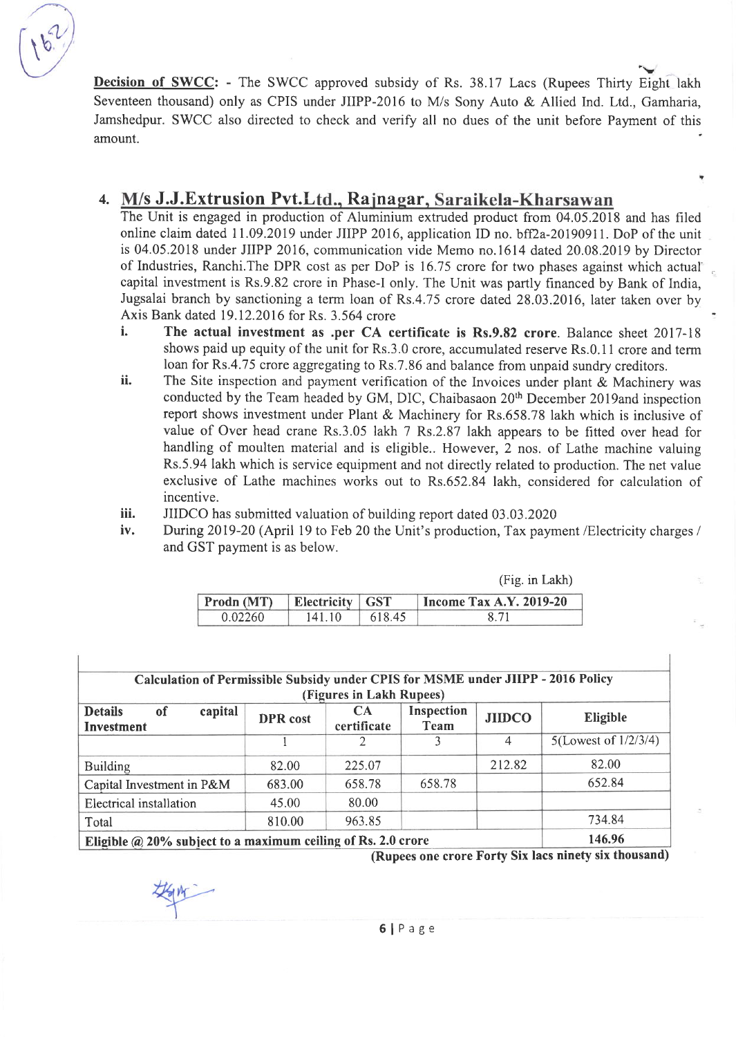**Decision of SWCC:** - The SWCC approved subsidy of Rs. 38.17 Lacs (Rupees Thirty Eight lakh Seventeen thousand) only as CPIS under JIIPP-2016 to M/s Sony Auto & Allied Ind. Ltd., Gamharia, Jamshedpur. SWCC also directed to check and verify all no dues of the unit before Payment of this amount.

## 4. M/s J.J.Extrusion Pvt.Ltd., Rajnagar, Saraikela-Kharsawan

The Unit is engaged in production of Aluminium extruded product from 04.05.2018 and has filed online claim dated 11.09.2019 under JIIPP 2016, application ID no. bff2a-20190911. DoP of the unit is 04.05.2018 under JIIPP 2016, communication vide Memo no.1614 dated 20.08.2019 by Director of Industries, Ranchi.The DPR cost as per DoP is 16.75 crore for two phases against which actual capital investment is Rs.9.82 crore in Phase-I only. The Unit was partly financed by Bank of India, Jugsalai branch by sanctioning a term loan of Rs.4.75 crore dated 28.03.2016, later taken over by Axis Bank dated 19.12.2016 for Rs. 3.564 crore

i. **The actual investment as .per CA certificate is Rs.9.82 crore**. Balance sheet 2017-18 shows paid up equity of the unit for Rs.3.0 crore, accumulated reserve Rs.0.11 crore and term loan for Rs.4.75 crore aggregating to Rs.7.86 and balance from unpaid sundry creditors.
ii. The Site inspection and payment verification of the Invoices under plant & Machinery was conducted by the Team headed by GM, DIC, Chaibasaon 20th December 2019and inspection report shows investment under Plant & Machinery for Rs.658.78 lakh which is inclusive of value of Over head crane Rs.3.05 lakh 7 Rs.2.87 lakh appears to be fitted over head for handling of moulten material and is eligible.. However, 2 nos. of Lathe machine valuing Rs.5.94 lakh which is service equipment and not directly related to production. The net value exclusive of Lathe machines works out to Rs.652.84 lakh, considered for calculation of incentive.
iii. JIIDCO has submitted valuation of building report dated 03.03.2020
iv. During 2019-20 (April 19 to Feb 20 the Unit's production, Tax payment /Electricity charges / and GST payment is as below.

(Fig. in Lakh)

| Prodn (MT) | Electricity | GST | Income Tax A.Y. 2019-20 |
|---|---|---|---|
| 0.02260 | 141.10 | 618.45 | 8.71 |

| Calculation of Permissible Subsidy under CPIS for MSME under JIIPP - 2016 Policy (Figures in Lakh Rupees) | | | | | |
|---|---|---|---|---|---|
| **Details of capital Investment** | **DPR cost** | **CA certificate** | **Inspection Team** | **JIIDCO** | **Eligible** |
| | 1 | 2 | 3 | 4 | 5(Lowest of 1/2/3/4) |
| Building | 82.00 | 225.07 | | 212.82 | 82.00 |
| Capital Investment in P&M | 683.00 | 658.78 | 658.78 | | 652.84 |
| Electrical installation | 45.00 | 80.00 | | | |
| Total | 810.00 | 963.85 | | | 734.84 |
| **Eligible @ 20% subject to a maximum ceiling of Rs. 2.0 crore** | | | | | **146.96** |

**(Rupees one crore Forty Six lacs ninety six thousand)**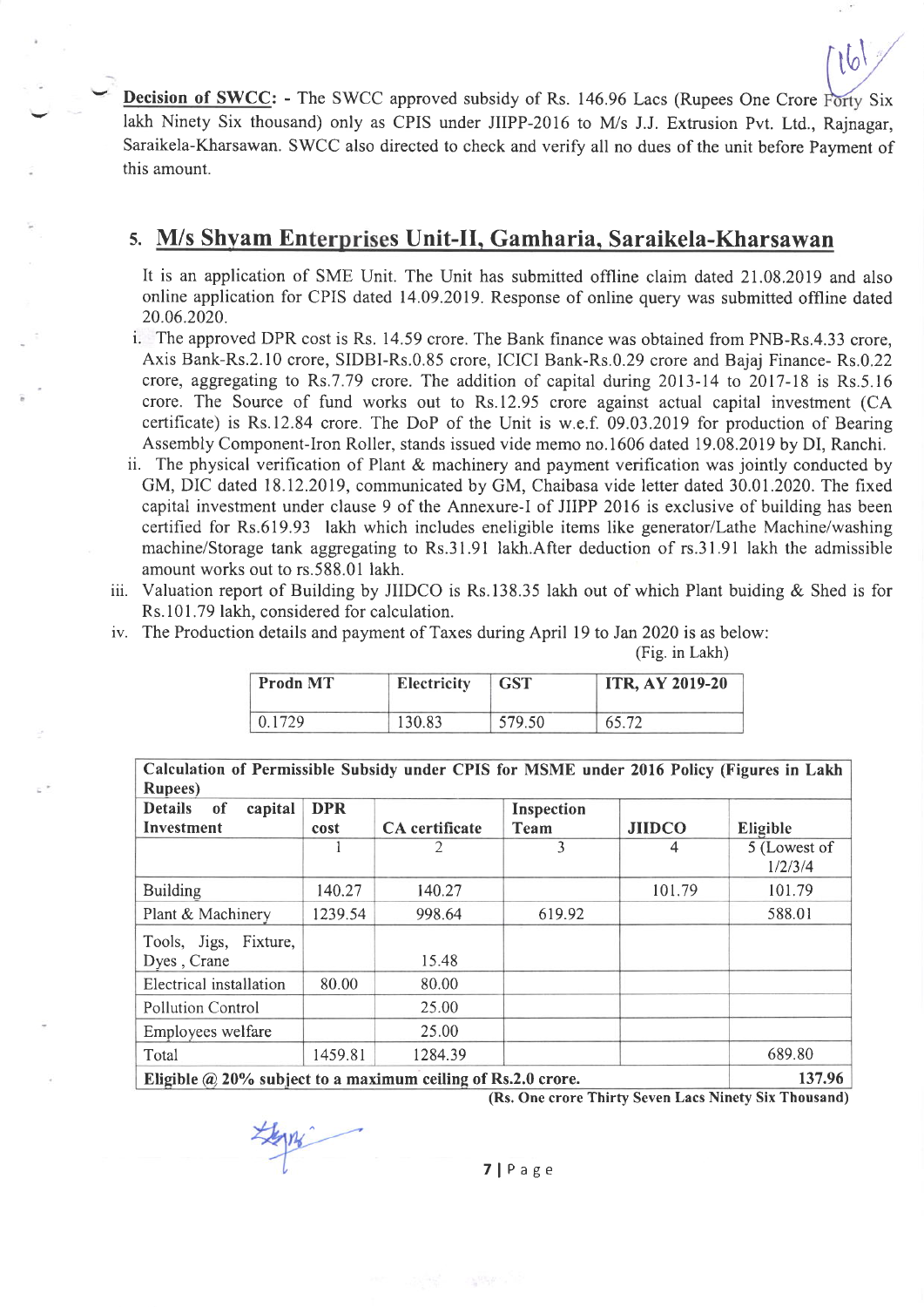**Decision of SWCC:** - The SWCC approved subsidy of Rs. 146.96 Lacs (Rupees One Crore Forty Six lakh Ninety Six thousand) only as CPIS under JIIPP-2016 to M/s J.J. Extrusion Pvt. Ltd., Rajnagar, Saraikela-Kharsawan. SWCC also directed to check and verify all no dues of the unit before Payment of this amount.

## 5. M/s Shyam Enterprises Unit-II, Gamharia, Saraikela-Kharsawan

It is an application of SME Unit. The Unit has submitted offline claim dated 21.08.2019 and also online application for CPIS dated 14.09.2019. Response of online query was submitted offline dated 20.06.2020.

i. The approved DPR cost is Rs. 14.59 crore. The Bank finance was obtained from PNB-Rs.4.33 crore, Axis Bank-Rs.2.10 crore, SIDBI-Rs.0.85 crore, ICICI Bank-Rs.0.29 crore and Bajaj Finance- Rs.0.22 crore, aggregating to Rs.7.79 crore. The addition of capital during 2013-14 to 2017-18 is Rs.5.16 crore. The Source of fund works out to Rs.12.95 crore against actual capital investment (CA certificate) is Rs.12.84 crore. The DoP of the Unit is w.e.f. 09.03.2019 for production of Bearing Assembly Component-Iron Roller, stands issued vide memo no.1606 dated 19.08.2019 by DI, Ranchi.

ii. The physical verification of Plant & machinery and payment verification was jointly conducted by GM, DIC dated 18.12.2019, communicated by GM, Chaibasa vide letter dated 30.01.2020. The fixed capital investment under clause 9 of the Annexure-I of JIIPP 2016 is exclusive of building has been certified for Rs.619.93 lakh which includes eneligible items like generator/Lathe Machine/washing machine/Storage tank aggregating to Rs.31.91 lakh.After deduction of rs.31.91 lakh the admissible amount works out to rs.588.01 lakh.

iii. Valuation report of Building by JIIDCO is Rs.138.35 lakh out of which Plant buiding & Shed is for Rs.101.79 lakh, considered for calculation.

iv. The Production details and payment of Taxes during April 19 to Jan 2020 is as below:

(Fig. in Lakh)

| Prodn MT | Electricity | GST | ITR, AY 2019-20 |
|---|---|---|---|
| 0.1729 | 130.83 | 579.50 | 65.72 |

| Calculation of Permissible Subsidy under CPIS for MSME under 2016 Policy (Figures in Lakh Rupees) | | | | | |
|---|---|---|---|---|---|
| Details of capital Investment | DPR cost | CA certificate | Inspection Team | JIIDCO | Eligible |
| | 1 | 2 | 3 | 4 | 5 (Lowest of 1/2/3/4 |
| Building | 140.27 | 140.27 | | 101.79 | 101.79 |
| Plant & Machinery | 1239.54 | 998.64 | 619.92 | | 588.01 |
| Tools, Jigs, Fixture, Dyes , Crane | | 15.48 | | | |
| Electrical installation | 80.00 | 80.00 | | | |
| Pollution Control | | 25.00 | | | |
| Employees welfare | | 25.00 | | | |
| Total | 1459.81 | 1284.39 | | | 689.80 |
| **Eligible @ 20% subject to a maximum ceiling of Rs.2.0 crore.** | | | | | **137.96** |

**(Rs. One crore Thirty Seven Lacs Ninety Six Thousand)**